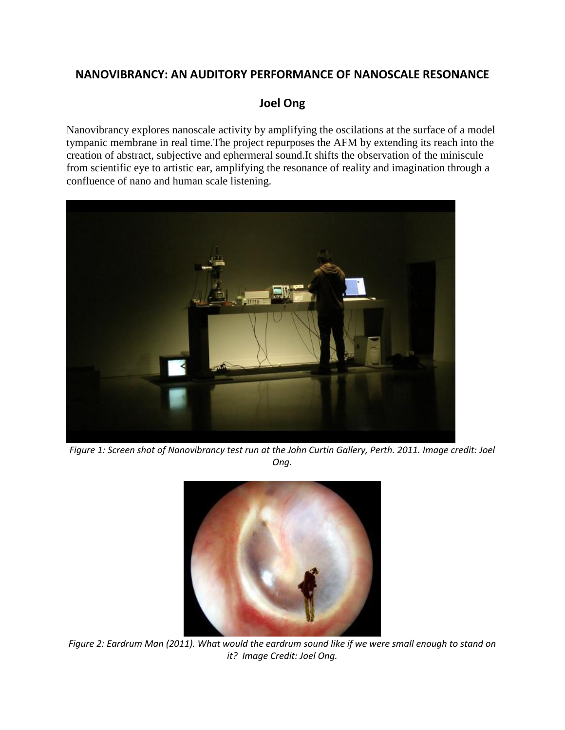# NANOVIBRANCY: AN AUDITORY PERFORMANCE OF NANOSCALE RESONANCE

## Joel Ong

Nanovibrancy explores nanoscale activity by amplifying the oscilations at the surface of a model tympanic membrane in real time.The project repurposes the AFM by extending its reach into the creation of abstract, subjective and ephermeral sound.It shifts the observation of the miniscule from scientific eye to artistic ear, amplifying the resonance of reality and imagination through a confluence of nano and human scale listening.

*Figure 1: Screen shot of Nanovibrancy test run at the John Curtin Gallery, Perth. 2011. Image credit: Joel Ong.*

*Figure 2: Eardrum Man (2011). What would the eardrum sound like if we were small enough to stand on it? Image Credit: Joel Ong.*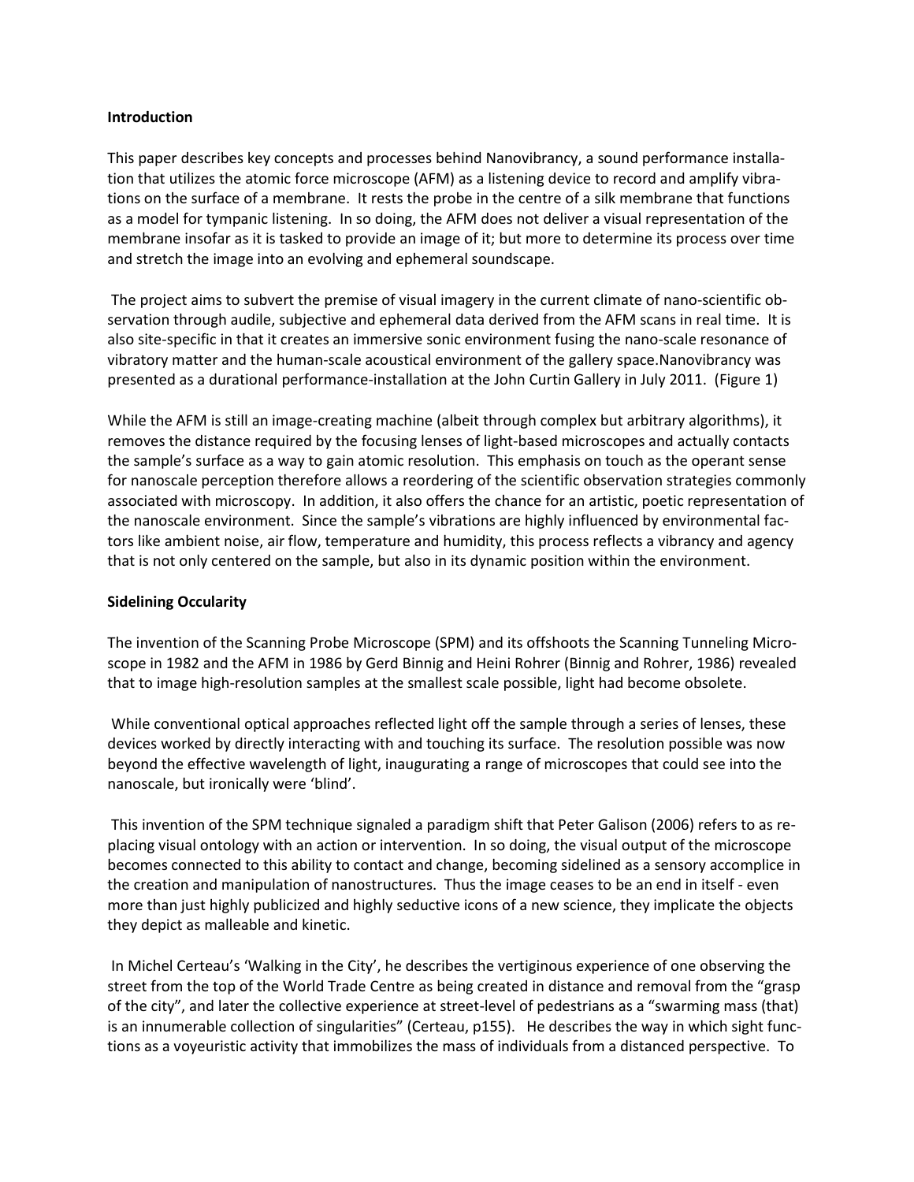**Introduction**

This paper describes key concepts and processes behind Nanovibrancy, a sound performance installation that utilizes the atomic force microscope (AFM) as a listening device to record and amplify vibrations on the surface of a membrane. It rests the probe in the centre of a silk membrane that functions as a model for tympanic listening. In so doing, the AFM does not deliver a visual representation of the membrane insofar as it is tasked to provide an image of it; but more to determine its process over time and stretch the image into an evolving and ephemeral soundscape.

The project aims to subvert the premise of visual imagery in the current climate of nano-scientific observation through audile, subjective and ephemeral data derived from the AFM scans in real time. It is also site-specific in that it creates an immersive sonic environment fusing the nano-scale resonance of vibratory matter and the human-scale acoustical environment of the gallery space.Nanovibrancy was presented as a durational performance-installation at the John Curtin Gallery in July 2011. (Figure 1)

While the AFM is still an image-creating machine (albeit through complex but arbitrary algorithms), it removes the distance required by the focusing lenses of light-based microscopes and actually contacts the sample's surface as a way to gain atomic resolution. This emphasis on touch as the operant sense for nanoscale perception therefore allows a reordering of the scientific observation strategies commonly associated with microscopy. In addition, it also offers the chance for an artistic, poetic representation of the nanoscale environment. Since the sample's vibrations are highly influenced by environmental factors like ambient noise, air flow, temperature and humidity, this process reflects a vibrancy and agency that is not only centered on the sample, but also in its dynamic position within the environment.

**Sidelining Occularity**

The invention of the Scanning Probe Microscope (SPM) and its offshoots the Scanning Tunneling Microscope in 1982 and the AFM in 1986 by Gerd Binnig and Heini Rohrer (Binnig and Rohrer, 1986) revealed that to image high-resolution samples at the smallest scale possible, light had become obsolete.

While conventional optical approaches reflected light off the sample through a series of lenses, these devices worked by directly interacting with and touching its surface. The resolution possible was now beyond the effective wavelength of light, inaugurating a range of microscopes that could see into the nanoscale, but ironically were 'blind'.

This invention of the SPM technique signaled a paradigm shift that Peter Galison (2006) refers to as replacing visual ontology with an action or intervention. In so doing, the visual output of the microscope becomes connected to this ability to contact and change, becoming sidelined as a sensory accomplice in the creation and manipulation of nanostructures. Thus the image ceases to be an end in itself - even more than just highly publicized and highly seductive icons of a new science, they implicate the objects they depict as malleable and kinetic.

In Michel Certeau's 'Walking in the City', he describes the vertiginous experience of one observing the street from the top of the World Trade Centre as being created in distance and removal from the "grasp of the city", and later the collective experience at street-level of pedestrians as a "swarming mass (that) is an innumerable collection of singularities" (Certeau, p155). He describes the way in which sight functions as a voyeuristic activity that immobilizes the mass of individuals from a distanced perspective. To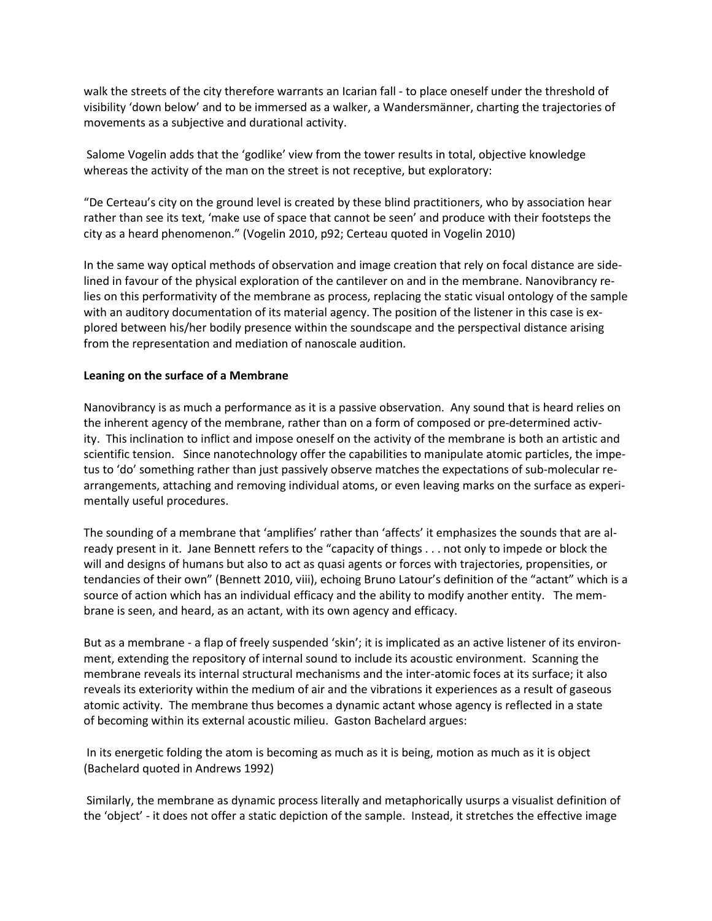walk the streets of the city therefore warrants an Icarian fall - to place oneself under the threshold of visibility 'down below' and to be immersed as a walker, a Wandersmänner, charting the trajectories of movements as a subjective and durational activity.

Salome Vogelin adds that the 'godlike' view from the tower results in total, objective knowledge whereas the activity of the man on the street is not receptive, but exploratory:

"De Certeau's city on the ground level is created by these blind practitioners, who by association hear rather than see its text, 'make use of space that cannot be seen' and produce with their footsteps the city as a heard phenomenon." (Vogelin 2010, p92; Certeau quoted in Vogelin 2010)

In the same way optical methods of observation and image creation that rely on focal distance are side-lined in favour of the physical exploration of the cantilever on and in the membrane. Nanovibrancy relies on this performativity of the membrane as process, replacing the static visual ontology of the sample with an auditory documentation of its material agency. The position of the listener in this case is explored between his/her bodily presence within the soundscape and the perspectival distance arising from the representation and mediation of nanoscale audition.

**Leaning on the surface of a Membrane**

Nanovibrancy is as much a performance as it is a passive observation. Any sound that is heard relies on the inherent agency of the membrane, rather than on a form of composed or pre-determined activity. This inclination to inflict and impose oneself on the activity of the membrane is both an artistic and scientific tension. Since nanotechnology offer the capabilities to manipulate atomic particles, the impetus to 'do' something rather than just passively observe matches the expectations of sub-molecular rearrangements, attaching and removing individual atoms, or even leaving marks on the surface as experimentally useful procedures.

The sounding of a membrane that 'amplifies' rather than 'affects' it emphasizes the sounds that are already present in it. Jane Bennett refers to the "capacity of things . . . not only to impede or block the will and designs of humans but also to act as quasi agents or forces with trajectories, propensities, or tendancies of their own" (Bennett 2010, viii), echoing Bruno Latour's definition of the "actant" which is a source of action which has an individual efficacy and the ability to modify another entity. The membrane is seen, and heard, as an actant, with its own agency and efficacy.

But as a membrane - a flap of freely suspended 'skin'; it is implicated as an active listener of its environment, extending the repository of internal sound to include its acoustic environment. Scanning the membrane reveals its internal structural mechanisms and the inter-atomic foces at its surface; it also reveals its exteriority within the medium of air and the vibrations it experiences as a result of gaseous atomic activity. The membrane thus becomes a dynamic actant whose agency is reflected in a state of becoming within its external acoustic milieu. Gaston Bachelard argues:

In its energetic folding the atom is becoming as much as it is being, motion as much as it is object (Bachelard quoted in Andrews 1992)

Similarly, the membrane as dynamic process literally and metaphorically usurps a visualist definition of the 'object' - it does not offer a static depiction of the sample. Instead, it stretches the effective image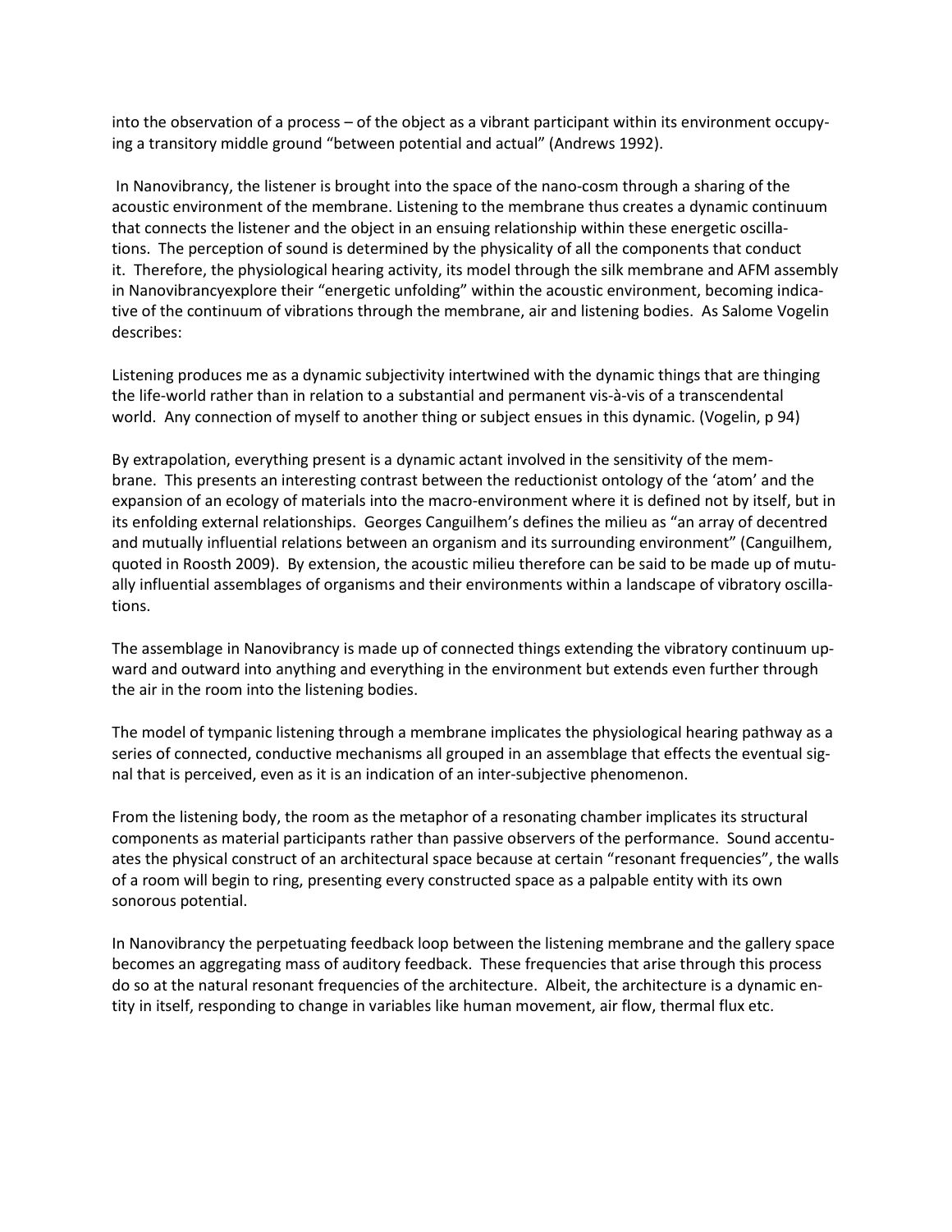into the observation of a process – of the object as a vibrant participant within its environment occupying a transitory middle ground "between potential and actual" (Andrews 1992).

In Nanovibrancy, the listener is brought into the space of the nano-cosm through a sharing of the acoustic environment of the membrane. Listening to the membrane thus creates a dynamic continuum that connects the listener and the object in an ensuing relationship within these energetic oscillations. The perception of sound is determined by the physicality of all the components that conduct it. Therefore, the physiological hearing activity, its model through the silk membrane and AFM assembly in Nanovibrancyexplore their "energetic unfolding" within the acoustic environment, becoming indicative of the continuum of vibrations through the membrane, air and listening bodies. As Salome Vogelin describes:

Listening produces me as a dynamic subjectivity intertwined with the dynamic things that are thinging the life-world rather than in relation to a substantial and permanent vis-à-vis of a transcendental world. Any connection of myself to another thing or subject ensues in this dynamic. (Vogelin, p 94)

By extrapolation, everything present is a dynamic actant involved in the sensitivity of the membrane. This presents an interesting contrast between the reductionist ontology of the 'atom' and the expansion of an ecology of materials into the macro-environment where it is defined not by itself, but in its enfolding external relationships. Georges Canguilhem's defines the milieu as "an array of decentred and mutually influential relations between an organism and its surrounding environment" (Canguilhem, quoted in Roosth 2009). By extension, the acoustic milieu therefore can be said to be made up of mutually influential assemblages of organisms and their environments within a landscape of vibratory oscillations.

The assemblage in Nanovibrancy is made up of connected things extending the vibratory continuum upward and outward into anything and everything in the environment but extends even further through the air in the room into the listening bodies.

The model of tympanic listening through a membrane implicates the physiological hearing pathway as a series of connected, conductive mechanisms all grouped in an assemblage that effects the eventual signal that is perceived, even as it is an indication of an inter-subjective phenomenon.

From the listening body, the room as the metaphor of a resonating chamber implicates its structural components as material participants rather than passive observers of the performance. Sound accentuates the physical construct of an architectural space because at certain "resonant frequencies", the walls of a room will begin to ring, presenting every constructed space as a palpable entity with its own sonorous potential.

In Nanovibrancy the perpetuating feedback loop between the listening membrane and the gallery space becomes an aggregating mass of auditory feedback. These frequencies that arise through this process do so at the natural resonant frequencies of the architecture. Albeit, the architecture is a dynamic entity in itself, responding to change in variables like human movement, air flow, thermal flux etc.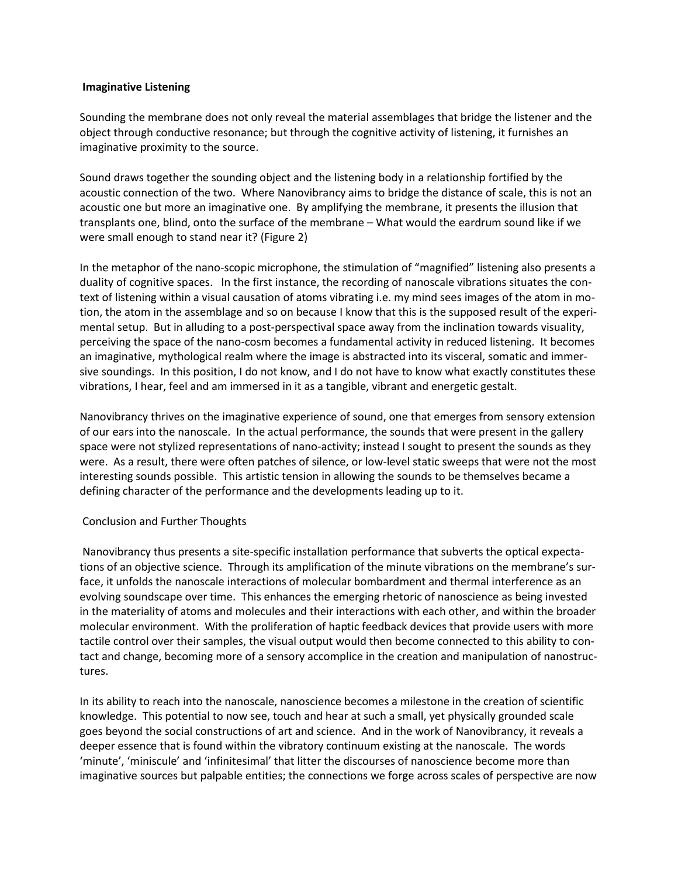**Imaginative Listening**

Sounding the membrane does not only reveal the material assemblages that bridge the listener and the object through conductive resonance; but through the cognitive activity of listening, it furnishes an imaginative proximity to the source.

Sound draws together the sounding object and the listening body in a relationship fortified by the acoustic connection of the two. Where Nanovibrancy aims to bridge the distance of scale, this is not an acoustic one but more an imaginative one. By amplifying the membrane, it presents the illusion that transplants one, blind, onto the surface of the membrane – What would the eardrum sound like if we were small enough to stand near it? (Figure 2)

In the metaphor of the nano-scopic microphone, the stimulation of "magnified" listening also presents a duality of cognitive spaces. In the first instance, the recording of nanoscale vibrations situates the context of listening within a visual causation of atoms vibrating i.e. my mind sees images of the atom in motion, the atom in the assemblage and so on because I know that this is the supposed result of the experimental setup. But in alluding to a post-perspectival space away from the inclination towards visuality, perceiving the space of the nano-cosm becomes a fundamental activity in reduced listening. It becomes an imaginative, mythological realm where the image is abstracted into its visceral, somatic and immersive soundings. In this position, I do not know, and I do not have to know what exactly constitutes these vibrations, I hear, feel and am immersed in it as a tangible, vibrant and energetic gestalt.

Nanovibrancy thrives on the imaginative experience of sound, one that emerges from sensory extension of our ears into the nanoscale. In the actual performance, the sounds that were present in the gallery space were not stylized representations of nano-activity; instead I sought to present the sounds as they were. As a result, there were often patches of silence, or low-level static sweeps that were not the most interesting sounds possible. This artistic tension in allowing the sounds to be themselves became a defining character of the performance and the developments leading up to it.

Conclusion and Further Thoughts

Nanovibrancy thus presents a site-specific installation performance that subverts the optical expectations of an objective science. Through its amplification of the minute vibrations on the membrane's surface, it unfolds the nanoscale interactions of molecular bombardment and thermal interference as an evolving soundscape over time. This enhances the emerging rhetoric of nanoscience as being invested in the materiality of atoms and molecules and their interactions with each other, and within the broader molecular environment. With the proliferation of haptic feedback devices that provide users with more tactile control over their samples, the visual output would then become connected to this ability to contact and change, becoming more of a sensory accomplice in the creation and manipulation of nanostructures.

In its ability to reach into the nanoscale, nanoscience becomes a milestone in the creation of scientific knowledge. This potential to now see, touch and hear at such a small, yet physically grounded scale goes beyond the social constructions of art and science. And in the work of Nanovibrancy, it reveals a deeper essence that is found within the vibratory continuum existing at the nanoscale. The words 'minute', 'miniscule' and 'infinitesimal' that litter the discourses of nanoscience become more than imaginative sources but palpable entities; the connections we forge across scales of perspective are now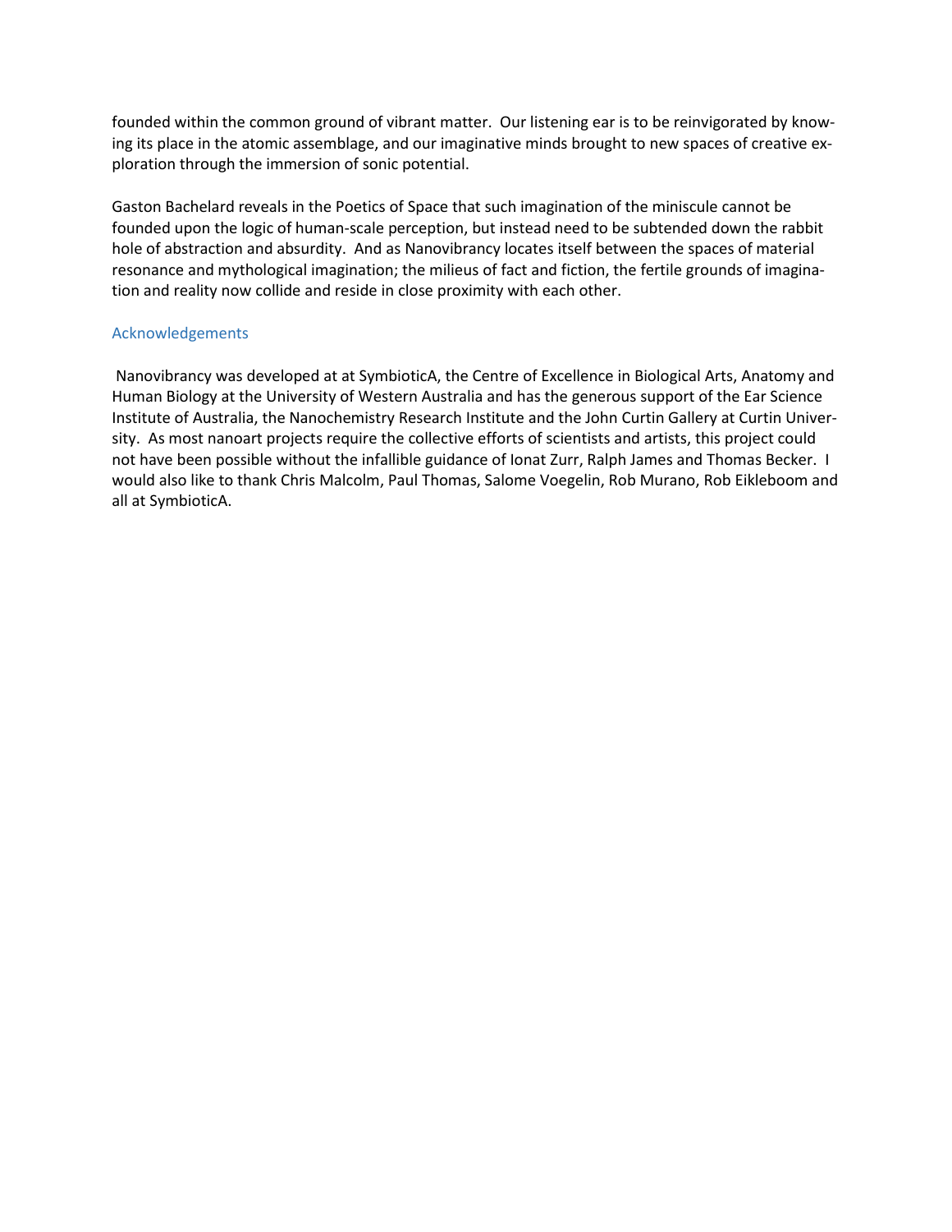founded within the common ground of vibrant matter. Our listening ear is to be reinvigorated by knowing its place in the atomic assemblage, and our imaginative minds brought to new spaces of creative exploration through the immersion of sonic potential.

Gaston Bachelard reveals in the Poetics of Space that such imagination of the miniscule cannot be founded upon the logic of human-scale perception, but instead need to be subtended down the rabbit hole of abstraction and absurdity. And as Nanovibrancy locates itself between the spaces of material resonance and mythological imagination; the milieus of fact and fiction, the fertile grounds of imagination and reality now collide and reside in close proximity with each other.

## Acknowledgements

Nanovibrancy was developed at at SymbioticA, the Centre of Excellence in Biological Arts, Anatomy and Human Biology at the University of Western Australia and has the generous support of the Ear Science Institute of Australia, the Nanochemistry Research Institute and the John Curtin Gallery at Curtin University. As most nanoart projects require the collective efforts of scientists and artists, this project could not have been possible without the infallible guidance of Ionat Zurr, Ralph James and Thomas Becker. I would also like to thank Chris Malcolm, Paul Thomas, Salome Voegelin, Rob Murano, Rob Eikleboom and all at SymbioticA.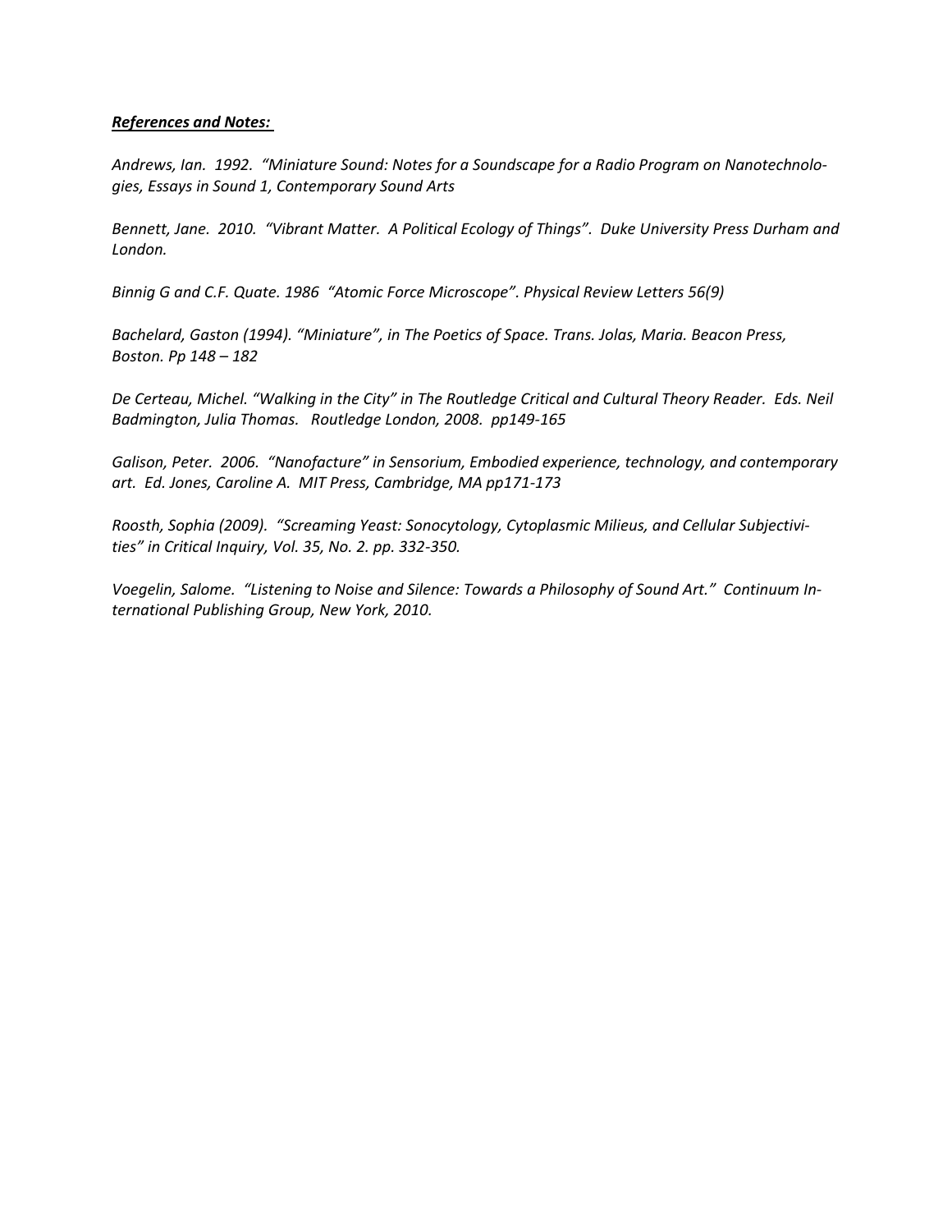***References and Notes:***

*Andrews, Ian. 1992. "Miniature Sound: Notes for a Soundscape for a Radio Program on Nanotechnologies, Essays in Sound 1, Contemporary Sound Arts*

*Bennett, Jane. 2010. "Vibrant Matter. A Political Ecology of Things". Duke University Press Durham and London.*

*Binnig G and C.F. Quate. 1986 "Atomic Force Microscope". Physical Review Letters 56(9)*

*Bachelard, Gaston (1994). "Miniature", in The Poetics of Space. Trans. Jolas, Maria. Beacon Press, Boston. Pp 148 – 182*

*De Certeau, Michel. "Walking in the City" in The Routledge Critical and Cultural Theory Reader. Eds. Neil Badmington, Julia Thomas. Routledge London, 2008. pp149-165*

*Galison, Peter. 2006. "Nanofacture" in Sensorium, Embodied experience, technology, and contemporary art. Ed. Jones, Caroline A. MIT Press, Cambridge, MA pp171-173*

*Roosth, Sophia (2009). "Screaming Yeast: Sonocytology, Cytoplasmic Milieus, and Cellular Subjectivities" in Critical Inquiry, Vol. 35, No. 2. pp. 332-350.*

*Voegelin, Salome. "Listening to Noise and Silence: Towards a Philosophy of Sound Art." Continuum International Publishing Group, New York, 2010.*